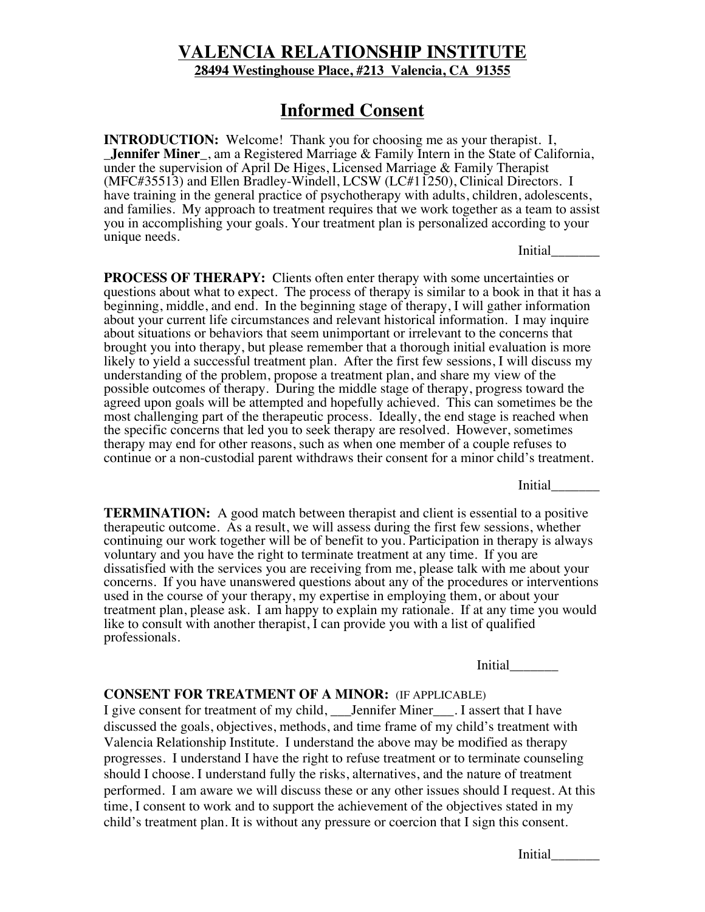# VALENCIA RELATIONSHIP INSTITUTE

**28494 Westinghouse Place, #213 Valencia, CA 91355**

## Informed Consent

**INTRODUCTION:** Welcome! Thank you for choosing me as your therapist. I, **_Jennifer Miner_**, am a Registered Marriage & Family Intern in the State of California, under the supervision of April De Higes, Licensed Marriage & Family Therapist (MFC#35513) and Ellen Bradley-Windell, LCSW (LC#11250), Clinical Directors. I have training in the general practice of psychotherapy with adults, children, adolescents, and families. My approach to treatment requires that we work together as a team to assist you in accomplishing your goals. Your treatment plan is personalized according to your unique needs.

Initial_______

**PROCESS OF THERAPY:** Clients often enter therapy with some uncertainties or questions about what to expect. The process of therapy is similar to a book in that it has a beginning, middle, and end. In the beginning stage of therapy, I will gather information about your current life circumstances and relevant historical information. I may inquire about situations or behaviors that seem unimportant or irrelevant to the concerns that brought you into therapy, but please remember that a thorough initial evaluation is more likely to yield a successful treatment plan. After the first few sessions, I will discuss my understanding of the problem, propose a treatment plan, and share my view of the possible outcomes of therapy. During the middle stage of therapy, progress toward the agreed upon goals will be attempted and hopefully achieved. This can sometimes be the most challenging part of the therapeutic process. Ideally, the end stage is reached when the specific concerns that led you to seek therapy are resolved. However, sometimes therapy may end for other reasons, such as when one member of a couple refuses to continue or a non-custodial parent withdraws their consent for a minor child's treatment.

Initial_______

**TERMINATION:** A good match between therapist and client is essential to a positive therapeutic outcome. As a result, we will assess during the first few sessions, whether continuing our work together will be of benefit to you. Participation in therapy is always voluntary and you have the right to terminate treatment at any time. If you are dissatisfied with the services you are receiving from me, please talk with me about your concerns. If you have unanswered questions about any of the procedures or interventions used in the course of your therapy, my expertise in employing them, or about your treatment plan, please ask. I am happy to explain my rationale. If at any time you would like to consult with another therapist, I can provide you with a list of qualified professionals.

Initial_______

**CONSENT FOR TREATMENT OF A MINOR:** (IF APPLICABLE)

I give consent for treatment of my child, ___Jennifer Miner___. I assert that I have discussed the goals, objectives, methods, and time frame of my child's treatment with Valencia Relationship Institute. I understand the above may be modified as therapy progresses. I understand I have the right to refuse treatment or to terminate counseling should I choose. I understand fully the risks, alternatives, and the nature of treatment performed. I am aware we will discuss these or any other issues should I request. At this time, I consent to work and to support the achievement of the objectives stated in my child's treatment plan. It is without any pressure or coercion that I sign this consent.

Initial_______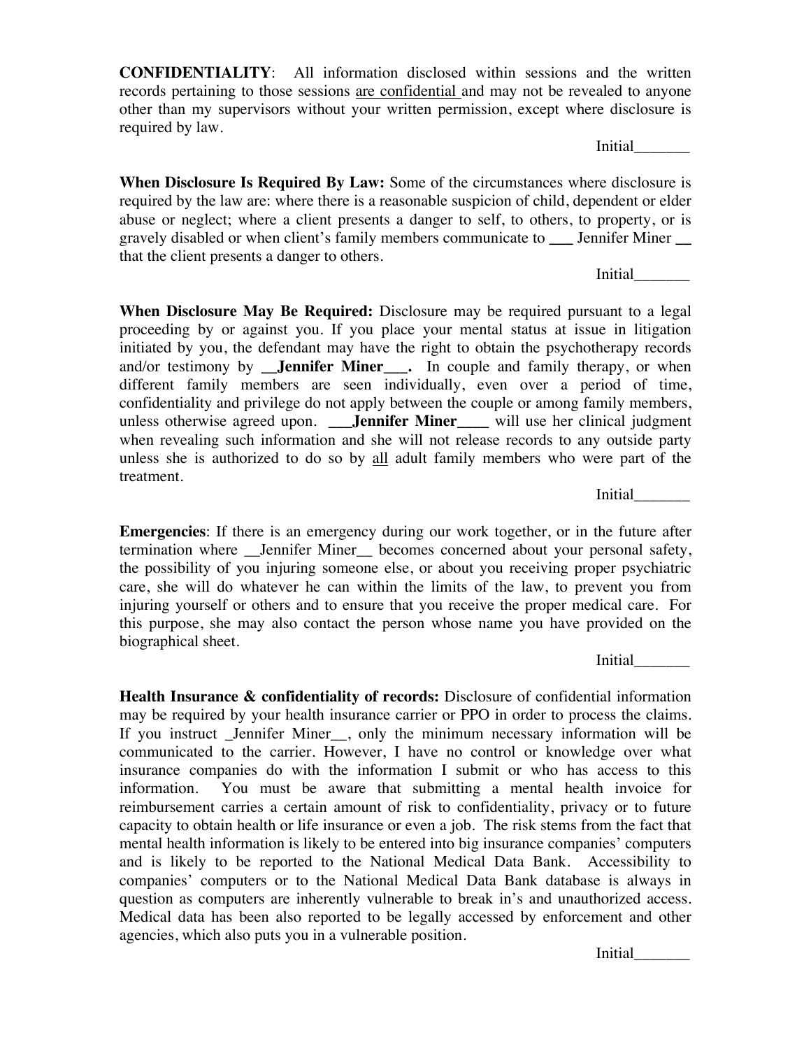**CONFIDENTIALITY**: All information disclosed within sessions and the written records pertaining to those sessions <u>are confidential</u> and may not be revealed to anyone other than my supervisors without your written permission, except where disclosure is required by law.

Initial_______

**When Disclosure Is Required By Law:** Some of the circumstances where disclosure is required by the law are: where there is a reasonable suspicion of child, dependent or elder abuse or neglect; where a client presents a danger to self, to others, to property, or is gravely disabled or when client's family members communicate to ___ Jennifer Miner __ that the client presents a danger to others.

Initial_______

**When Disclosure May Be Required:** Disclosure may be required pursuant to a legal proceeding by or against you. If you place your mental status at issue in litigation initiated by you, the defendant may have the right to obtain the psychotherapy records and/or testimony by **__Jennifer Miner___.** In couple and family therapy, or when different family members are seen individually, even over a period of time, confidentiality and privilege do not apply between the couple or among family members, unless otherwise agreed upon. **___Jennifer Miner____** will use her clinical judgment when revealing such information and she will not release records to any outside party unless she is authorized to do so by <u>all</u> adult family members who were part of the treatment.

Initial_______

**Emergencies**: If there is an emergency during our work together, or in the future after termination where __Jennifer Miner__ becomes concerned about your personal safety, the possibility of you injuring someone else, or about you receiving proper psychiatric care, she will do whatever he can within the limits of the law, to prevent you from injuring yourself or others and to ensure that you receive the proper medical care. For this purpose, she may also contact the person whose name you have provided on the biographical sheet.

Initial_______

**Health Insurance & confidentiality of records:** Disclosure of confidential information may be required by your health insurance carrier or PPO in order to process the claims. If you instruct _Jennifer Miner__, only the minimum necessary information will be communicated to the carrier. However, I have no control or knowledge over what insurance companies do with the information I submit or who has access to this information. You must be aware that submitting a mental health invoice for reimbursement carries a certain amount of risk to confidentiality, privacy or to future capacity to obtain health or life insurance or even a job. The risk stems from the fact that mental health information is likely to be entered into big insurance companies' computers and is likely to be reported to the National Medical Data Bank. Accessibility to companies' computers or to the National Medical Data Bank database is always in question as computers are inherently vulnerable to break in's and unauthorized access. Medical data has been also reported to be legally accessed by enforcement and other agencies, which also puts you in a vulnerable position.

Initial_______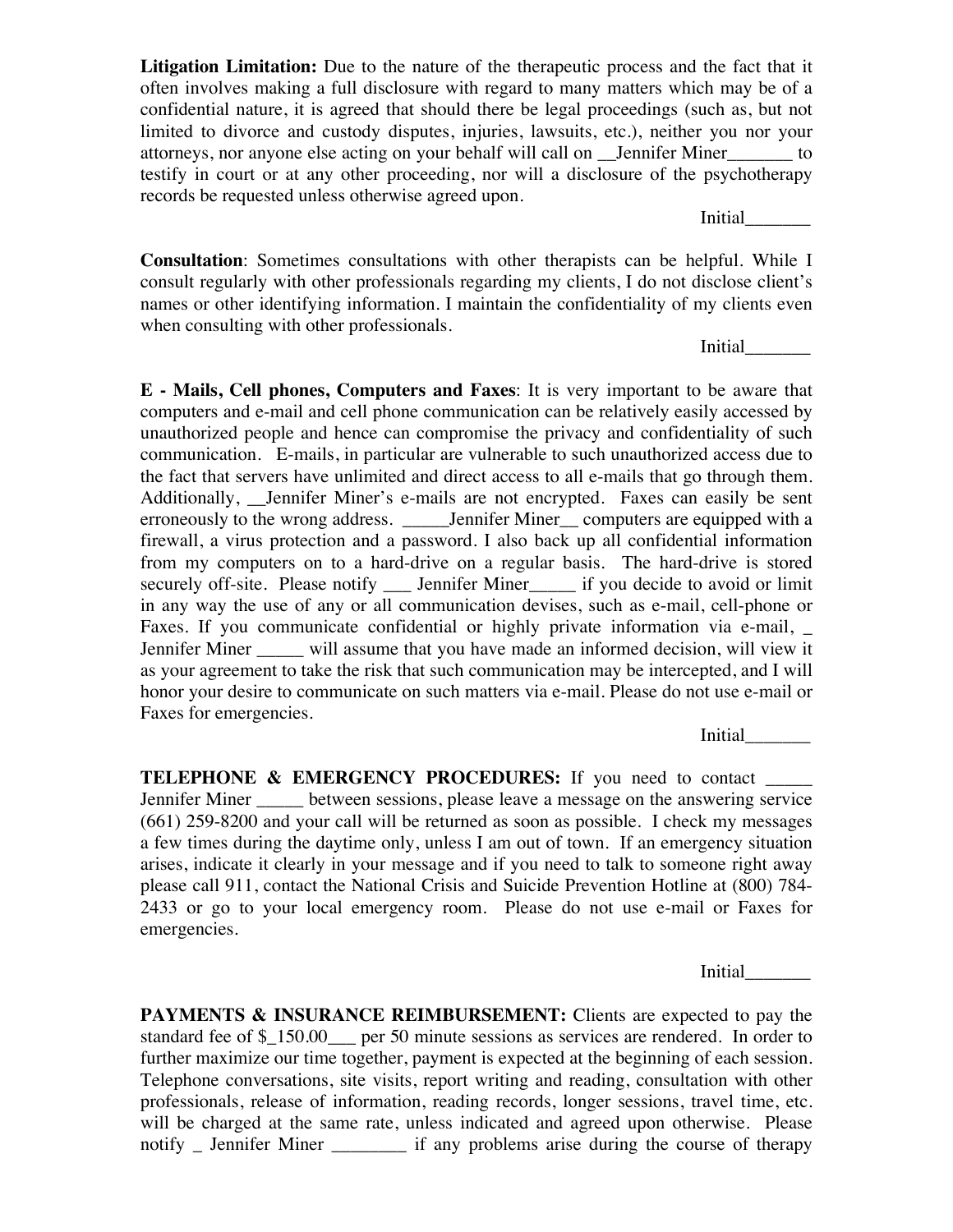**Litigation Limitation:** Due to the nature of the therapeutic process and the fact that it often involves making a full disclosure with regard to many matters which may be of a confidential nature, it is agreed that should there be legal proceedings (such as, but not limited to divorce and custody disputes, injuries, lawsuits, etc.), neither you nor your attorneys, nor anyone else acting on your behalf will call on __Jennifer Miner_______ to testify in court or at any other proceeding, nor will a disclosure of the psychotherapy records be requested unless otherwise agreed upon.

Initial_______

**Consultation**: Sometimes consultations with other therapists can be helpful. While I consult regularly with other professionals regarding my clients, I do not disclose client's names or other identifying information. I maintain the confidentiality of my clients even when consulting with other professionals.

Initial_______

**E - Mails, Cell phones, Computers and Faxes**: It is very important to be aware that computers and e-mail and cell phone communication can be relatively easily accessed by unauthorized people and hence can compromise the privacy and confidentiality of such communication. E-mails, in particular are vulnerable to such unauthorized access due to the fact that servers have unlimited and direct access to all e-mails that go through them. Additionally, __Jennifer Miner's e-mails are not encrypted. Faxes can easily be sent erroneously to the wrong address. _____Jennifer Miner__ computers are equipped with a firewall, a virus protection and a password. I also back up all confidential information from my computers on to a hard-drive on a regular basis. The hard-drive is stored securely off-site. Please notify ___ Jennifer Miner_____ if you decide to avoid or limit in any way the use of any or all communication devises, such as e-mail, cell-phone or Faxes. If you communicate confidential or highly private information via e-mail, _ Jennifer Miner _____ will assume that you have made an informed decision, will view it as your agreement to take the risk that such communication may be intercepted, and I will honor your desire to communicate on such matters via e-mail. Please do not use e-mail or Faxes for emergencies.

Initial_______

**TELEPHONE & EMERGENCY PROCEDURES:** If you need to contact _____ Jennifer Miner _____ between sessions, please leave a message on the answering service (661) 259-8200 and your call will be returned as soon as possible. I check my messages a few times during the daytime only, unless I am out of town. If an emergency situation arises, indicate it clearly in your message and if you need to talk to someone right away please call 911, contact the National Crisis and Suicide Prevention Hotline at (800) 784-2433 or go to your local emergency room. Please do not use e-mail or Faxes for emergencies.

Initial_______

**PAYMENTS & INSURANCE REIMBURSEMENT:** Clients are expected to pay the standard fee of $_150.00___ per 50 minute sessions as services are rendered. In order to further maximize our time together, payment is expected at the beginning of each session. Telephone conversations, site visits, report writing and reading, consultation with other professionals, release of information, reading records, longer sessions, travel time, etc. will be charged at the same rate, unless indicated and agreed upon otherwise. Please notify _ Jennifer Miner ________ if any problems arise during the course of therapy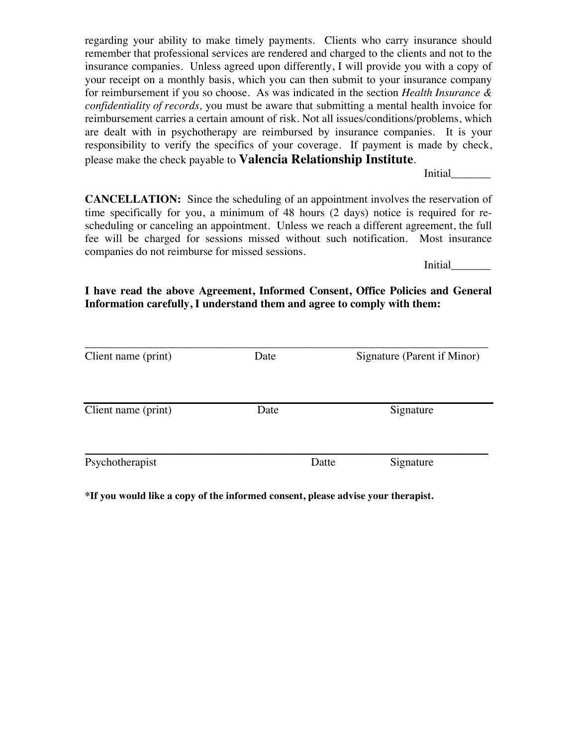regarding your ability to make timely payments. Clients who carry insurance should remember that professional services are rendered and charged to the clients and not to the insurance companies. Unless agreed upon differently, I will provide you with a copy of your receipt on a monthly basis, which you can then submit to your insurance company for reimbursement if you so choose. As was indicated in the section *Health Insurance & confidentiality of records,* you must be aware that submitting a mental health invoice for reimbursement carries a certain amount of risk. Not all issues/conditions/problems, which are dealt with in psychotherapy are reimbursed by insurance companies. It is your responsibility to verify the specifics of your coverage. If payment is made by check, please make the check payable to **Valencia Relationship Institute**.

Initial_______

**CANCELLATION:** Since the scheduling of an appointment involves the reservation of time specifically for you, a minimum of 48 hours (2 days) notice is required for re-scheduling or canceling an appointment. Unless we reach a different agreement, the full fee will be charged for sessions missed without such notification. Most insurance companies do not reimburse for missed sessions.

Initial_______

**I have read the above Agreement, Informed Consent, Office Policies and General Information carefully, I understand them and agree to comply with them:**

_______________________________________________________________________

Client name (print) Date Signature (Parent if Minor)

_______________________________________________________________________

Client name (print) Date Signature

_______________________________________________________________________

Psychotherapist Datte Signature

**\*If you would like a copy of the informed consent, please advise your therapist.**